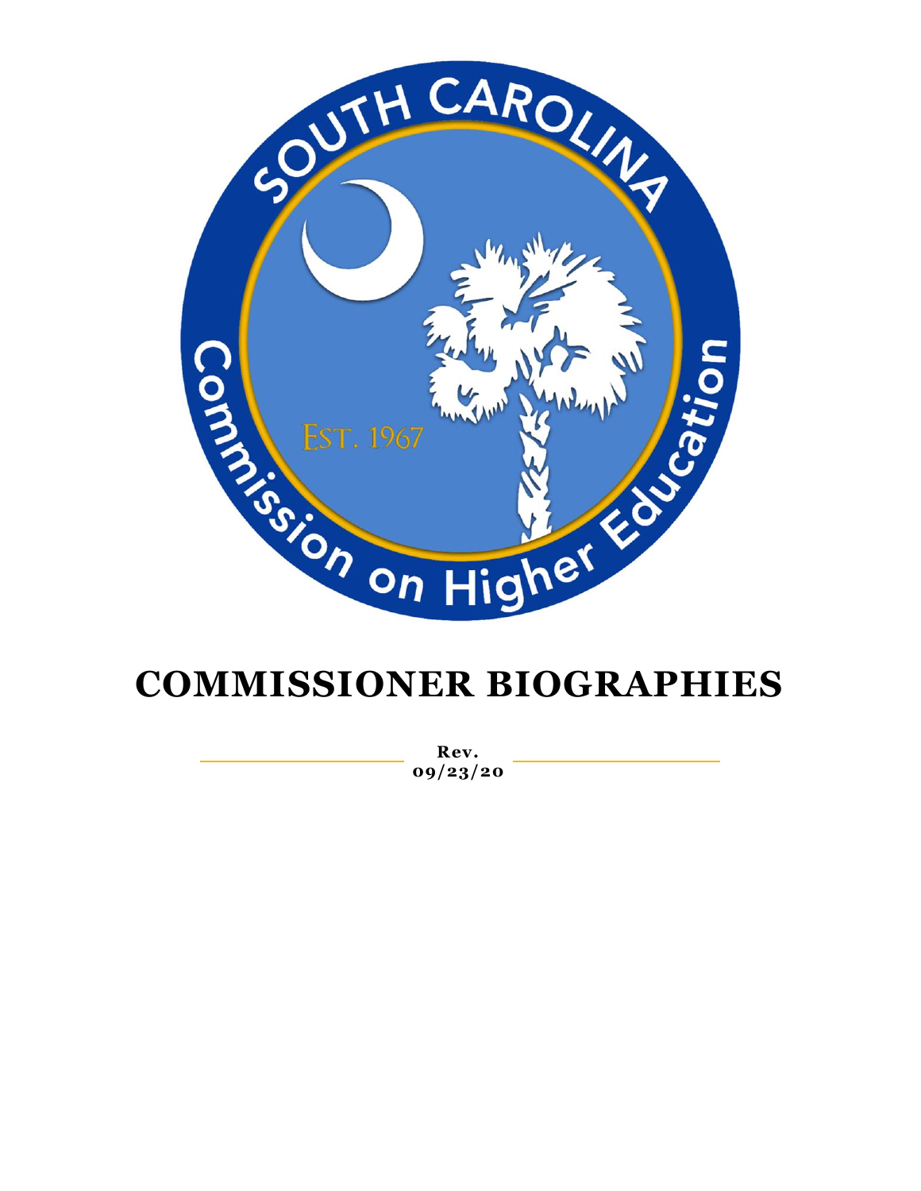# COMMISSIONER BIOGRAPHIES

**Rev. 09/23/20**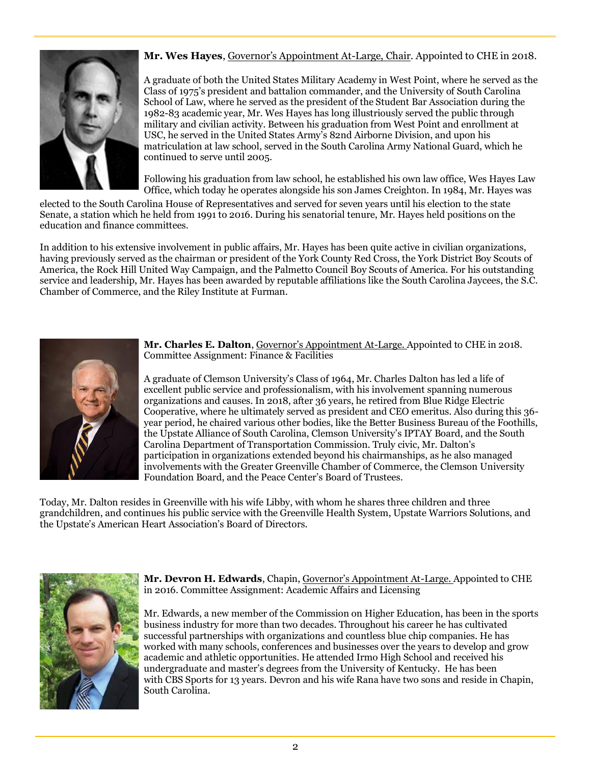**Mr. Wes Hayes**, Governor's Appointment At-Large, Chair. Appointed to CHE in 2018.

A graduate of both the United States Military Academy in West Point, where he served as the Class of 1975's president and battalion commander, and the University of South Carolina School of Law, where he served as the president of the Student Bar Association during the 1982-83 academic year, Mr. Wes Hayes has long illustriously served the public through military and civilian activity. Between his graduation from West Point and enrollment at USC, he served in the United States Army's 82nd Airborne Division, and upon his matriculation at law school, served in the South Carolina Army National Guard, which he continued to serve until 2005.

Following his graduation from law school, he established his own law office, Wes Hayes Law Office, which today he operates alongside his son James Creighton. In 1984, Mr. Hayes was elected to the South Carolina House of Representatives and served for seven years until his election to the state Senate, a station which he held from 1991 to 2016. During his senatorial tenure, Mr. Hayes held positions on the education and finance committees.

In addition to his extensive involvement in public affairs, Mr. Hayes has been quite active in civilian organizations, having previously served as the chairman or president of the York County Red Cross, the York District Boy Scouts of America, the Rock Hill United Way Campaign, and the Palmetto Council Boy Scouts of America. For his outstanding service and leadership, Mr. Hayes has been awarded by reputable affiliations like the South Carolina Jaycees, the S.C. Chamber of Commerce, and the Riley Institute at Furman.

**Mr. Charles E. Dalton**, Governor's Appointment At-Large. Appointed to CHE in 2018. Committee Assignment: Finance & Facilities

A graduate of Clemson University's Class of 1964, Mr. Charles Dalton has led a life of excellent public service and professionalism, with his involvement spanning numerous organizations and causes. In 2018, after 36 years, he retired from Blue Ridge Electric Cooperative, where he ultimately served as president and CEO emeritus. Also during this 36-year period, he chaired various other bodies, like the Better Business Bureau of the Foothills, the Upstate Alliance of South Carolina, Clemson University's IPTAY Board, and the South Carolina Department of Transportation Commission. Truly civic, Mr. Dalton's participation in organizations extended beyond his chairmanships, as he also managed involvements with the Greater Greenville Chamber of Commerce, the Clemson University Foundation Board, and the Peace Center's Board of Trustees.

Today, Mr. Dalton resides in Greenville with his wife Libby, with whom he shares three children and three grandchildren, and continues his public service with the Greenville Health System, Upstate Warriors Solutions, and the Upstate's American Heart Association's Board of Directors.

**Mr. Devron H. Edwards**, Chapin, Governor's Appointment At-Large. Appointed to CHE in 2016. Committee Assignment: Academic Affairs and Licensing

Mr. Edwards, a new member of the Commission on Higher Education, has been in the sports business industry for more than two decades. Throughout his career he has cultivated successful partnerships with organizations and countless blue chip companies. He has worked with many schools, conferences and businesses over the years to develop and grow academic and athletic opportunities. He attended Irmo High School and received his undergraduate and master's degrees from the University of Kentucky. He has been with CBS Sports for 13 years. Devron and his wife Rana have two sons and reside in Chapin, South Carolina.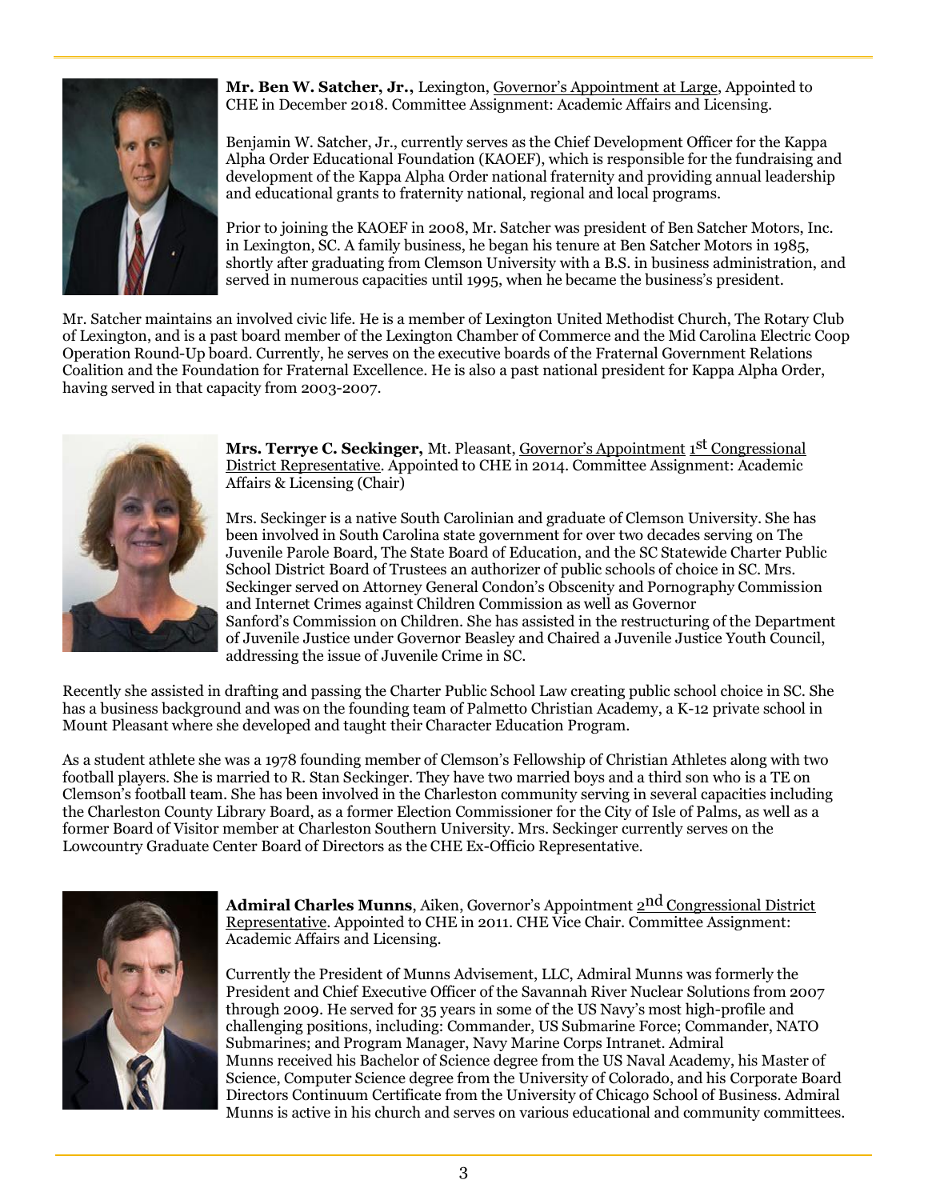**Mr. Ben W. Satcher, Jr.,** Lexington, Governor's Appointment at Large, Appointed to CHE in December 2018. Committee Assignment: Academic Affairs and Licensing.

Benjamin W. Satcher, Jr., currently serves as the Chief Development Officer for the Kappa Alpha Order Educational Foundation (KAOEF), which is responsible for the fundraising and development of the Kappa Alpha Order national fraternity and providing annual leadership and educational grants to fraternity national, regional and local programs.

Prior to joining the KAOEF in 2008, Mr. Satcher was president of Ben Satcher Motors, Inc. in Lexington, SC. A family business, he began his tenure at Ben Satcher Motors in 1985, shortly after graduating from Clemson University with a B.S. in business administration, and served in numerous capacities until 1995, when he became the business's president.

Mr. Satcher maintains an involved civic life. He is a member of Lexington United Methodist Church, The Rotary Club of Lexington, and is a past board member of the Lexington Chamber of Commerce and the Mid Carolina Electric Coop Operation Round-Up board. Currently, he serves on the executive boards of the Fraternal Government Relations Coalition and the Foundation for Fraternal Excellence. He is also a past national president for Kappa Alpha Order, having served in that capacity from 2003-2007.

**Mrs. Terrye C. Seckinger,** Mt. Pleasant, Governor's Appointment 1st Congressional District Representative. Appointed to CHE in 2014. Committee Assignment: Academic Affairs & Licensing (Chair)

Mrs. Seckinger is a native South Carolinian and graduate of Clemson University. She has been involved in South Carolina state government for over two decades serving on The Juvenile Parole Board, The State Board of Education, and the SC Statewide Charter Public School District Board of Trustees an authorizer of public schools of choice in SC. Mrs. Seckinger served on Attorney General Condon's Obscenity and Pornography Commission and Internet Crimes against Children Commission as well as Governor Sanford's Commission on Children. She has assisted in the restructuring of the Department of Juvenile Justice under Governor Beasley and Chaired a Juvenile Justice Youth Council, addressing the issue of Juvenile Crime in SC.

Recently she assisted in drafting and passing the Charter Public School Law creating public school choice in SC. She has a business background and was on the founding team of Palmetto Christian Academy, a K-12 private school in Mount Pleasant where she developed and taught their Character Education Program.

As a student athlete she was a 1978 founding member of Clemson's Fellowship of Christian Athletes along with two football players. She is married to R. Stan Seckinger. They have two married boys and a third son who is a TE on Clemson's football team. She has been involved in the Charleston community serving in several capacities including the Charleston County Library Board, as a former Election Commissioner for the City of Isle of Palms, as well as a former Board of Visitor member at Charleston Southern University. Mrs. Seckinger currently serves on the Lowcountry Graduate Center Board of Directors as the CHE Ex-Officio Representative.

**Admiral Charles Munns**, Aiken, Governor's Appointment 2nd Congressional District Representative. Appointed to CHE in 2011. CHE Vice Chair. Committee Assignment: Academic Affairs and Licensing.

Currently the President of Munns Advisement, LLC, Admiral Munns was formerly the President and Chief Executive Officer of the Savannah River Nuclear Solutions from 2007 through 2009. He served for 35 years in some of the US Navy's most high-profile and challenging positions, including: Commander, US Submarine Force; Commander, NATO Submarines; and Program Manager, Navy Marine Corps Intranet. Admiral Munns received his Bachelor of Science degree from the US Naval Academy, his Master of Science, Computer Science degree from the University of Colorado, and his Corporate Board Directors Continuum Certificate from the University of Chicago School of Business. Admiral Munns is active in his church and serves on various educational and community committees.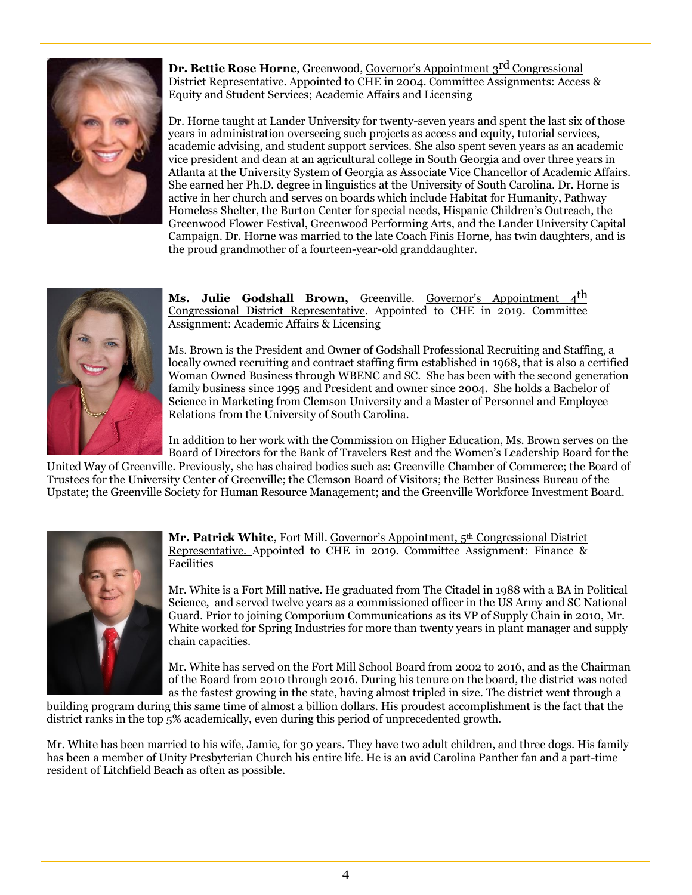**Dr. Bettie Rose Horne**, Greenwood, Governor's Appointment 3rd Congressional District Representative. Appointed to CHE in 2004. Committee Assignments: Access & Equity and Student Services; Academic Affairs and Licensing

Dr. Horne taught at Lander University for twenty-seven years and spent the last six of those years in administration overseeing such projects as access and equity, tutorial services, academic advising, and student support services. She also spent seven years as an academic vice president and dean at an agricultural college in South Georgia and over three years in Atlanta at the University System of Georgia as Associate Vice Chancellor of Academic Affairs. She earned her Ph.D. degree in linguistics at the University of South Carolina. Dr. Horne is active in her church and serves on boards which include Habitat for Humanity, Pathway Homeless Shelter, the Burton Center for special needs, Hispanic Children's Outreach, the Greenwood Flower Festival, Greenwood Performing Arts, and the Lander University Capital Campaign. Dr. Horne was married to the late Coach Finis Horne, has twin daughters, and is the proud grandmother of a fourteen-year-old granddaughter.

**Ms. Julie Godshall Brown,** Greenville. Governor's Appointment 4th Congressional District Representative. Appointed to CHE in 2019. Committee Assignment: Academic Affairs & Licensing

Ms. Brown is the President and Owner of Godshall Professional Recruiting and Staffing, a locally owned recruiting and contract staffing firm established in 1968, that is also a certified Woman Owned Business through WBENC and SC. She has been with the second generation family business since 1995 and President and owner since 2004. She holds a Bachelor of Science in Marketing from Clemson University and a Master of Personnel and Employee Relations from the University of South Carolina.

In addition to her work with the Commission on Higher Education, Ms. Brown serves on the Board of Directors for the Bank of Travelers Rest and the Women's Leadership Board for the United Way of Greenville. Previously, she has chaired bodies such as: Greenville Chamber of Commerce; the Board of Trustees for the University Center of Greenville; the Clemson Board of Visitors; the Better Business Bureau of the Upstate; the Greenville Society for Human Resource Management; and the Greenville Workforce Investment Board.

**Mr. Patrick White**, Fort Mill. Governor's Appointment, 5th Congressional District Representative. Appointed to CHE in 2019. Committee Assignment: Finance & Facilities

Mr. White is a Fort Mill native. He graduated from The Citadel in 1988 with a BA in Political Science, and served twelve years as a commissioned officer in the US Army and SC National Guard. Prior to joining Comporium Communications as its VP of Supply Chain in 2010, Mr. White worked for Spring Industries for more than twenty years in plant manager and supply chain capacities.

Mr. White has served on the Fort Mill School Board from 2002 to 2016, and as the Chairman of the Board from 2010 through 2016. During his tenure on the board, the district was noted as the fastest growing in the state, having almost tripled in size. The district went through a building program during this same time of almost a billion dollars. His proudest accomplishment is the fact that the district ranks in the top 5% academically, even during this period of unprecedented growth.

Mr. White has been married to his wife, Jamie, for 30 years. They have two adult children, and three dogs. His family has been a member of Unity Presbyterian Church his entire life. He is an avid Carolina Panther fan and a part-time resident of Litchfield Beach as often as possible.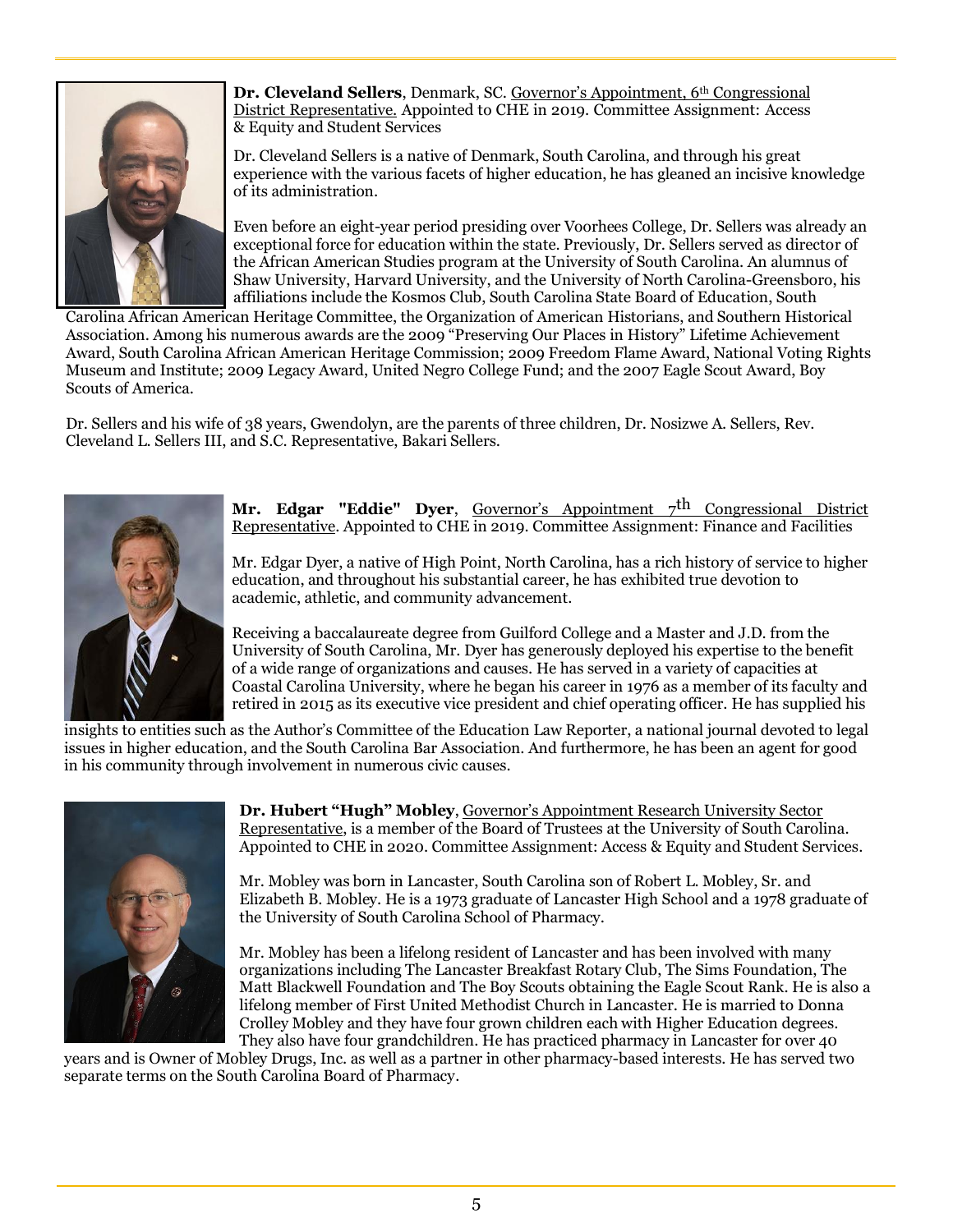**Dr. Cleveland Sellers**, Denmark, SC. Governor's Appointment, 6th Congressional District Representative. Appointed to CHE in 2019. Committee Assignment: Access & Equity and Student Services

Dr. Cleveland Sellers is a native of Denmark, South Carolina, and through his great experience with the various facets of higher education, he has gleaned an incisive knowledge of its administration.

Even before an eight-year period presiding over Voorhees College, Dr. Sellers was already an exceptional force for education within the state. Previously, Dr. Sellers served as director of the African American Studies program at the University of South Carolina. An alumnus of Shaw University, Harvard University, and the University of North Carolina-Greensboro, his affiliations include the Kosmos Club, South Carolina State Board of Education, South Carolina African American Heritage Committee, the Organization of American Historians, and Southern Historical Association. Among his numerous awards are the 2009 "Preserving Our Places in History" Lifetime Achievement Award, South Carolina African American Heritage Commission; 2009 Freedom Flame Award, National Voting Rights Museum and Institute; 2009 Legacy Award, United Negro College Fund; and the 2007 Eagle Scout Award, Boy Scouts of America.

Dr. Sellers and his wife of 38 years, Gwendolyn, are the parents of three children, Dr. Nosizwe A. Sellers, Rev. Cleveland L. Sellers III, and S.C. Representative, Bakari Sellers.

**Mr. Edgar "Eddie" Dyer**, Governor's Appointment 7th Congressional District Representative. Appointed to CHE in 2019. Committee Assignment: Finance and Facilities

Mr. Edgar Dyer, a native of High Point, North Carolina, has a rich history of service to higher education, and throughout his substantial career, he has exhibited true devotion to academic, athletic, and community advancement.

Receiving a baccalaureate degree from Guilford College and a Master and J.D. from the University of South Carolina, Mr. Dyer has generously deployed his expertise to the benefit of a wide range of organizations and causes. He has served in a variety of capacities at Coastal Carolina University, where he began his career in 1976 as a member of its faculty and retired in 2015 as its executive vice president and chief operating officer. He has supplied his insights to entities such as the Author's Committee of the Education Law Reporter, a national journal devoted to legal issues in higher education, and the South Carolina Bar Association. And furthermore, he has been an agent for good in his community through involvement in numerous civic causes.

**Dr. Hubert "Hugh" Mobley**, Governor's Appointment Research University Sector Representative, is a member of the Board of Trustees at the University of South Carolina. Appointed to CHE in 2020. Committee Assignment: Access & Equity and Student Services.

Mr. Mobley was born in Lancaster, South Carolina son of Robert L. Mobley, Sr. and Elizabeth B. Mobley. He is a 1973 graduate of Lancaster High School and a 1978 graduate of the University of South Carolina School of Pharmacy.

Mr. Mobley has been a lifelong resident of Lancaster and has been involved with many organizations including The Lancaster Breakfast Rotary Club, The Sims Foundation, The Matt Blackwell Foundation and The Boy Scouts obtaining the Eagle Scout Rank. He is also a lifelong member of First United Methodist Church in Lancaster. He is married to Donna Crolley Mobley and they have four grown children each with Higher Education degrees. They also have four grandchildren. He has practiced pharmacy in Lancaster for over 40 years and is Owner of Mobley Drugs, Inc. as well as a partner in other pharmacy-based interests. He has served two separate terms on the South Carolina Board of Pharmacy.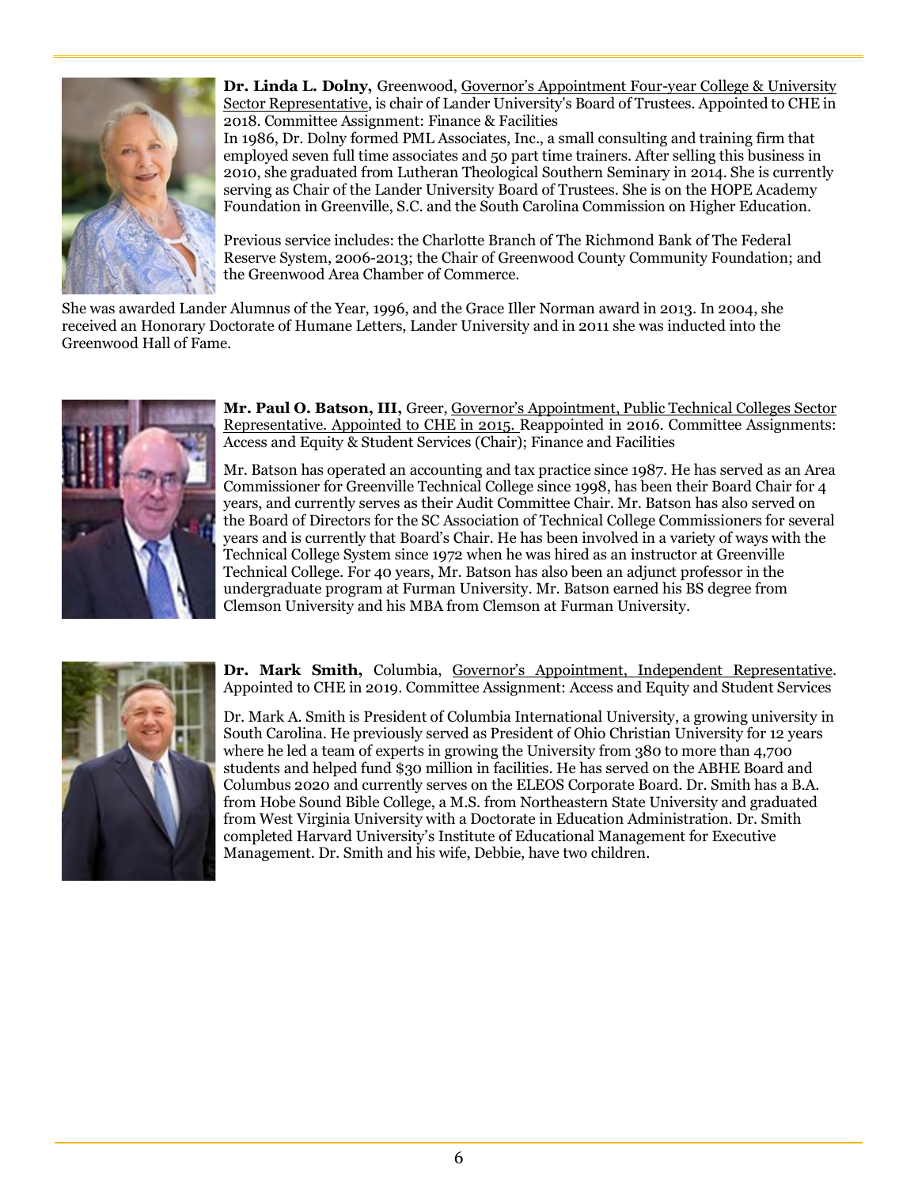**Dr. Linda L. Dolny,** Greenwood, Governor's Appointment Four-year College & University Sector Representative, is chair of Lander University's Board of Trustees. Appointed to CHE in 2018. Committee Assignment: Finance & Facilities

In 1986, Dr. Dolny formed PML Associates, Inc., a small consulting and training firm that employed seven full time associates and 50 part time trainers. After selling this business in 2010, she graduated from Lutheran Theological Southern Seminary in 2014. She is currently serving as Chair of the Lander University Board of Trustees. She is on the HOPE Academy Foundation in Greenville, S.C. and the South Carolina Commission on Higher Education.

Previous service includes: the Charlotte Branch of The Richmond Bank of The Federal Reserve System, 2006-2013; the Chair of Greenwood County Community Foundation; and the Greenwood Area Chamber of Commerce.

She was awarded Lander Alumnus of the Year, 1996, and the Grace Iller Norman award in 2013. In 2004, she received an Honorary Doctorate of Humane Letters, Lander University and in 2011 she was inducted into the Greenwood Hall of Fame.

**Mr. Paul O. Batson, III,** Greer, Governor's Appointment, Public Technical Colleges Sector Representative. Appointed to CHE in 2015. Reappointed in 2016. Committee Assignments: Access and Equity & Student Services (Chair); Finance and Facilities

Mr. Batson has operated an accounting and tax practice since 1987. He has served as an Area Commissioner for Greenville Technical College since 1998, has been their Board Chair for 4 years, and currently serves as their Audit Committee Chair. Mr. Batson has also served on the Board of Directors for the SC Association of Technical College Commissioners for several years and is currently that Board's Chair. He has been involved in a variety of ways with the Technical College System since 1972 when he was hired as an instructor at Greenville Technical College. For 40 years, Mr. Batson has also been an adjunct professor in the undergraduate program at Furman University. Mr. Batson earned his BS degree from Clemson University and his MBA from Clemson at Furman University.

**Dr. Mark Smith,** Columbia, Governor's Appointment, Independent Representative. Appointed to CHE in 2019. Committee Assignment: Access and Equity and Student Services

Dr. Mark A. Smith is President of Columbia International University, a growing university in South Carolina. He previously served as President of Ohio Christian University for 12 years where he led a team of experts in growing the University from 380 to more than 4,700 students and helped fund $30 million in facilities. He has served on the ABHE Board and Columbus 2020 and currently serves on the ELEOS Corporate Board. Dr. Smith has a B.A. from Hobe Sound Bible College, a M.S. from Northeastern State University and graduated from West Virginia University with a Doctorate in Education Administration. Dr. Smith completed Harvard University's Institute of Educational Management for Executive Management. Dr. Smith and his wife, Debbie, have two children.